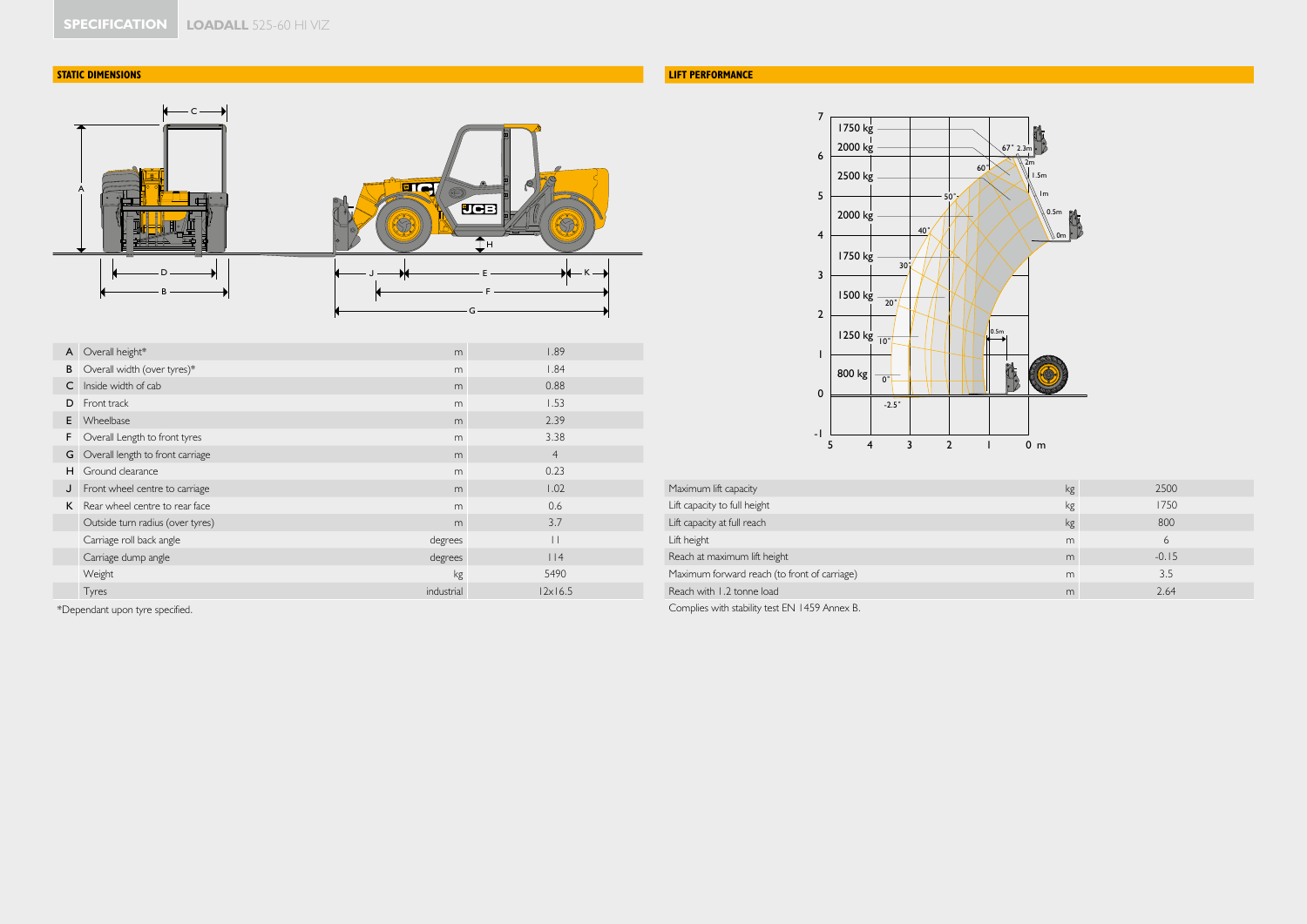**SPECIFICATION** **LOADALL** 525-60 HI VIZ

## STATIC DIMENSIONS

| | | | |
|---|---|---|---|
| A | Overall height* | m | 1.89 |
| B | Overall width (over tyres)* | m | 1.84 |
| C | Inside width of cab | m | 0.88 |
| D | Front track | m | 1.53 |
| E | Wheelbase | m | 2.39 |
| F | Overall Length to front tyres | m | 3.38 |
| G | Overall length to front carriage | m | 4 |
| H | Ground clearance | m | 0.23 |
| J | Front wheel centre to carriage | m | 1.02 |
| K | Rear wheel centre to rear face | m | 0.6 |
| | Outside turn radius (over tyres) | m | 3.7 |
| | Carriage roll back angle | degrees | 11 |
| | Carriage dump angle | degrees | 114 |
| | Weight | kg | 5490 |
| | Tyres | industrial | 12x16.5 |

*Dependant upon tyre specified.

## LIFT PERFORMANCE

| | | |
|---|---|---|
| Maximum lift capacity | kg | 2500 |
| Lift capacity to full height | kg | 1750 |
| Lift capacity at full reach | kg | 800 |
| Lift height | m | 6 |
| Reach at maximum lift height | m | -0.15 |
| Maximum forward reach (to front of carriage) | m | 3.5 |
| Reach with 1.2 tonne load | m | 2.64 |

Complies with stability test EN 1459 Annex B.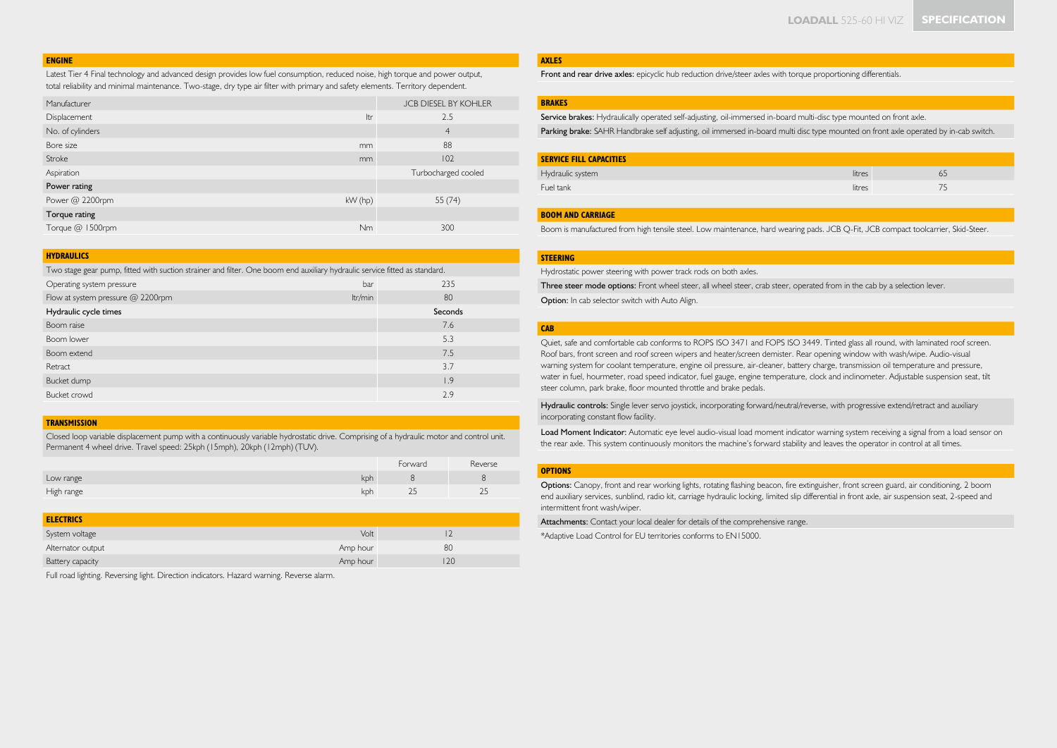## ENGINE

Latest Tier 4 Final technology and advanced design provides low fuel consumption, reduced noise, high torque and power output, total reliability and minimal maintenance. Two-stage, dry type air filter with primary and safety elements. Territory dependent.

| | | |
|---|---|---|
| Manufacturer | | JCB DIESEL BY KOHLER |
| Displacement | ltr | 2.5 |
| No. of cylinders | | 4 |
| Bore size | mm | 88 |
| Stroke | mm | 102 |
| Aspiration | | Turbocharged cooled |
| **Power rating** | | |
| Power @ 2200rpm | kW (hp) | 55 (74) |
| **Torque rating** | | |
| Torque @ 1500rpm | Nm | 300 |

## HYDRAULICS

Two stage gear pump, fitted with suction strainer and filter. One boom end auxiliary hydraulic service fitted as standard.

| | | |
|---|---|---|
| Operating system pressure | bar | 235 |
| Flow at system pressure @ 2200rpm | ltr/min | 80 |
| **Hydraulic cycle times** | | **Seconds** |
| Boom raise | | 7.6 |
| Boom lower | | 5.3 |
| Boom extend | | 7.5 |
| Retract | | 3.7 |
| Bucket dump | | 1.9 |
| Bucket crowd | | 2.9 |

## TRANSMISSION

Closed loop variable displacement pump with a continuously variable hydrostatic drive. Comprising of a hydraulic motor and control unit. Permanent 4 wheel drive. Travel speed: 25kph (15mph), 20kph (12mph) (TUV).

| | | Forward | Reverse |
|---|---|---|---|
| Low range | kph | 8 | 8 |
| High range | kph | 25 | 25 |

## ELECTRICS

| | | |
|---|---|---|
| System voltage | Volt | 12 |
| Alternator output | Amp hour | 80 |
| Battery capacity | Amp hour | 120 |

Full road lighting. Reversing light. Direction indicators. Hazard warning. Reverse alarm.

## AXLES

**Front and rear drive axles:** epicyclic hub reduction drive/steer axles with torque proportioning differentials.

## BRAKES

**Service brakes:** Hydraulically operated self-adjusting, oil-immersed in-board multi-disc type mounted on front axle.

**Parking brake:** SAHR Handbrake self adjusting, oil immersed in-board multi disc type mounted on front axle operated by in-cab switch.

## SERVICE FILL CAPACITIES

| | | |
|---|---|---|
| Hydraulic system | litres | 65 |
| Fuel tank | litres | 75 |

## BOOM AND CARRIAGE

Boom is manufactured from high tensile steel. Low maintenance, hard wearing pads. JCB Q-Fit, JCB compact toolcarrier, Skid-Steer.

## STEERING

Hydrostatic power steering with power track rods on both axles.

**Three steer mode options:** Front wheel steer, all wheel steer, crab steer, operated from in the cab by a selection lever.

**Option:** In cab selector switch with Auto Align.

## CAB

Quiet, safe and comfortable cab conforms to ROPS ISO 3471 and FOPS ISO 3449. Tinted glass all round, with laminated roof screen. Roof bars, front screen and roof screen wipers and heater/screen demister. Rear opening window with wash/wipe. Audio-visual warning system for coolant temperature, engine oil pressure, air-cleaner, battery charge, transmission oil temperature and pressure, water in fuel, hourmeter, road speed indicator, fuel gauge, engine temperature, clock and inclinometer. Adjustable suspension seat, tilt steer column, park brake, floor mounted throttle and brake pedals.

**Hydraulic controls:** Single lever servo joystick, incorporating forward/neutral/reverse, with progressive extend/retract and auxiliary incorporating constant flow facility.

**Load Moment Indicator:** Automatic eye level audio-visual load moment indicator warning system receiving a signal from a load sensor on the rear axle. This system continuously monitors the machine's forward stability and leaves the operator in control at all times.

## OPTIONS

**Options:** Canopy, front and rear working lights, rotating flashing beacon, fire extinguisher, front screen guard, air conditioning, 2 boom end auxiliary services, sunblind, radio kit, carriage hydraulic locking, limited slip differential in front axle, air suspension seat, 2-speed and intermittent front wash/wiper.

**Attachments:** Contact your local dealer for details of the comprehensive range.

*Adaptive Load Control for EU territories conforms to EN15000.